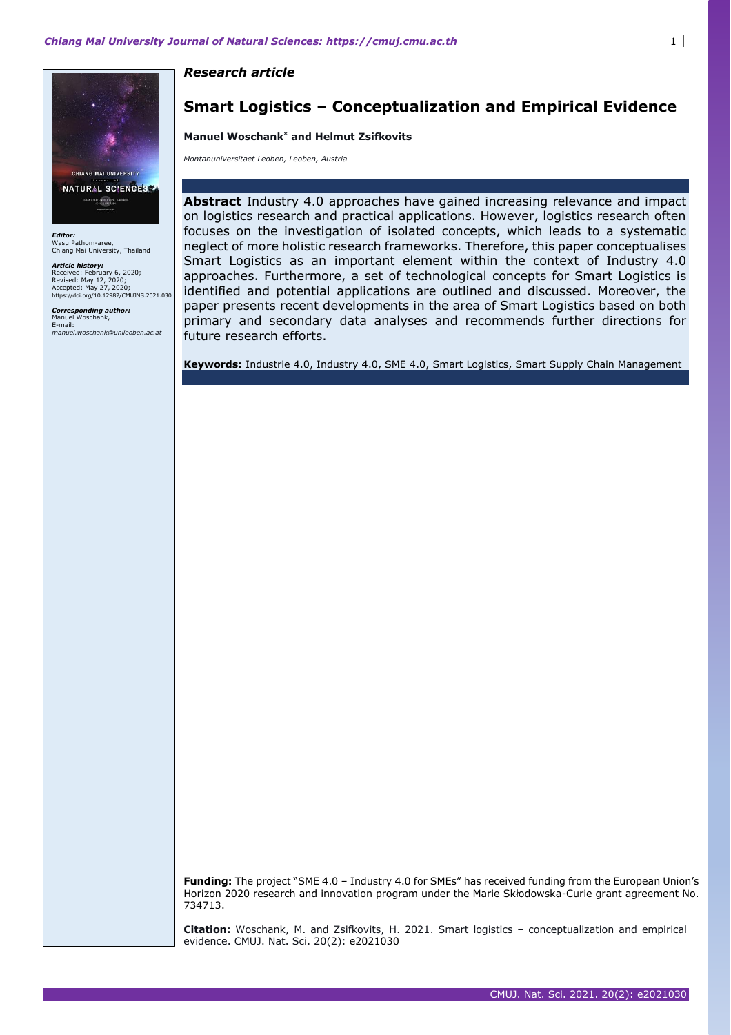*Research article*

# Smart Logistics – Conceptualization and Empirical Evidence

**Manuel Woschank[*] and Helmut Zsifkovits**

*Montanuniversitaet Leoben, Leoben, Austria*

**Editor:**
Wasu Pathom-aree,
Chiang Mai University, Thailand

**Article history:**
Received: February 6, 2020;
Revised: May 12, 2020;
Accepted: May 27, 2020;
https://doi.org/10.12982/CMUJNS.2021.030

**Corresponding author:**
Manuel Woschank,
E-mail:
*manuel.woschank@unileoben.ac.at*

**Abstract** Industry 4.0 approaches have gained increasing relevance and impact on logistics research and practical applications. However, logistics research often focuses on the investigation of isolated concepts, which leads to a systematic neglect of more holistic research frameworks. Therefore, this paper conceptualises Smart Logistics as an important element within the context of Industry 4.0 approaches. Furthermore, a set of technological concepts for Smart Logistics is identified and potential applications are outlined and discussed. Moreover, the paper presents recent developments in the area of Smart Logistics based on both primary and secondary data analyses and recommends further directions for future research efforts.

**Keywords:** Industrie 4.0, Industry 4.0, SME 4.0, Smart Logistics, Smart Supply Chain Management

**Funding:** The project "SME 4.0 – Industry 4.0 for SMEs" has received funding from the European Union's Horizon 2020 research and innovation program under the Marie Skłodowska-Curie grant agreement No. 734713.

**Citation:** Woschank, M. and Zsifkovits, H. 2021. Smart logistics – conceptualization and empirical evidence. CMUJ. Nat. Sci. 20(2): e2021030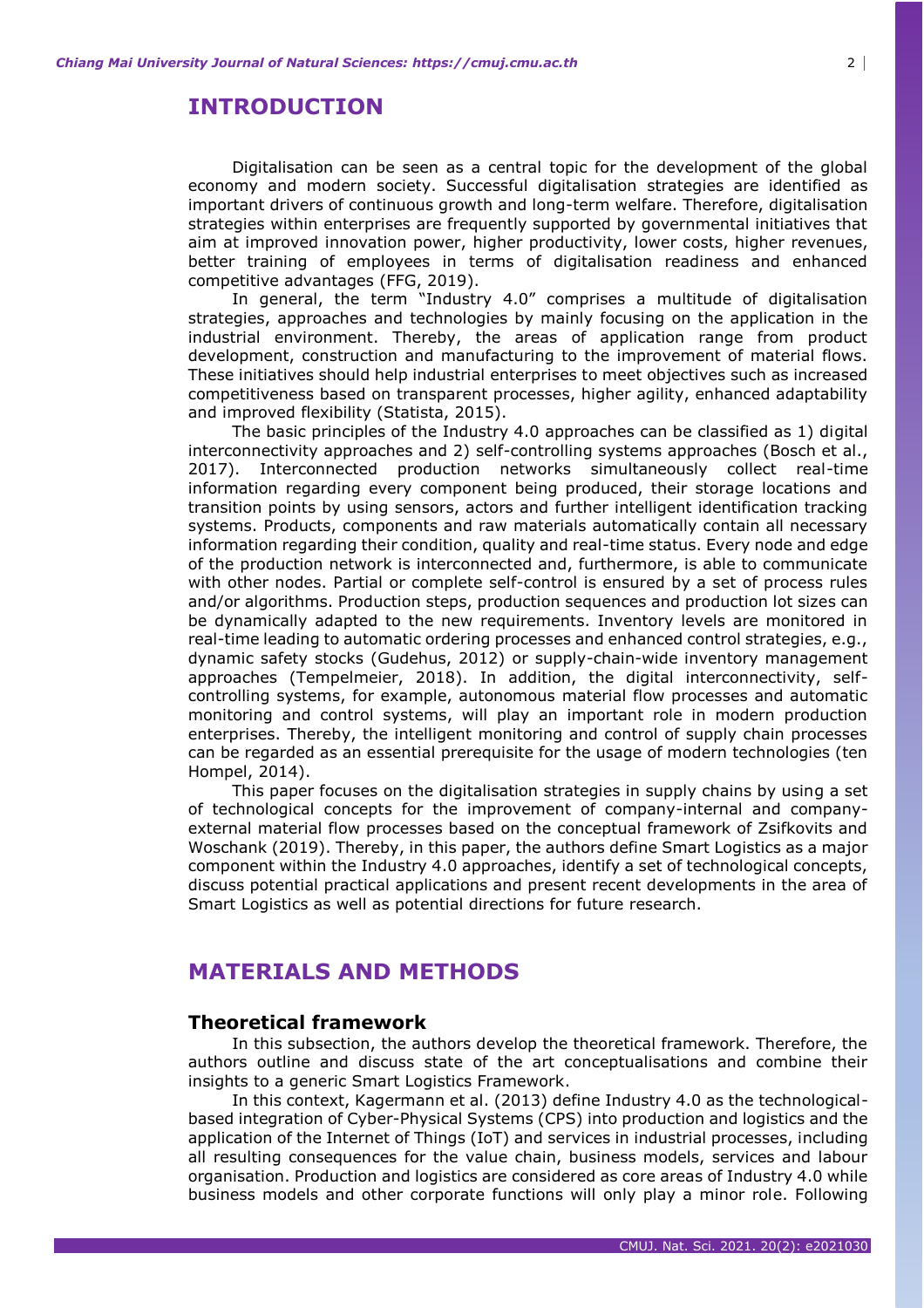# INTRODUCTION

Digitalisation can be seen as a central topic for the development of the global economy and modern society. Successful digitalisation strategies are identified as important drivers of continuous growth and long-term welfare. Therefore, digitalisation strategies within enterprises are frequently supported by governmental initiatives that aim at improved innovation power, higher productivity, lower costs, higher revenues, better training of employees in terms of digitalisation readiness and enhanced competitive advantages (FFG, 2019).

In general, the term "Industry 4.0" comprises a multitude of digitalisation strategies, approaches and technologies by mainly focusing on the application in the industrial environment. Thereby, the areas of application range from product development, construction and manufacturing to the improvement of material flows. These initiatives should help industrial enterprises to meet objectives such as increased competitiveness based on transparent processes, higher agility, enhanced adaptability and improved flexibility (Statista, 2015).

The basic principles of the Industry 4.0 approaches can be classified as 1) digital interconnectivity approaches and 2) self-controlling systems approaches (Bosch et al., 2017). Interconnected production networks simultaneously collect real-time information regarding every component being produced, their storage locations and transition points by using sensors, actors and further intelligent identification tracking systems. Products, components and raw materials automatically contain all necessary information regarding their condition, quality and real-time status. Every node and edge of the production network is interconnected and, furthermore, is able to communicate with other nodes. Partial or complete self-control is ensured by a set of process rules and/or algorithms. Production steps, production sequences and production lot sizes can be dynamically adapted to the new requirements. Inventory levels are monitored in real-time leading to automatic ordering processes and enhanced control strategies, e.g., dynamic safety stocks (Gudehus, 2012) or supply-chain-wide inventory management approaches (Tempelmeier, 2018). In addition, the digital interconnectivity, self-controlling systems, for example, autonomous material flow processes and automatic monitoring and control systems, will play an important role in modern production enterprises. Thereby, the intelligent monitoring and control of supply chain processes can be regarded as an essential prerequisite for the usage of modern technologies (ten Hompel, 2014).

This paper focuses on the digitalisation strategies in supply chains by using a set of technological concepts for the improvement of company-internal and company-external material flow processes based on the conceptual framework of Zsifkovits and Woschank (2019). Thereby, in this paper, the authors define Smart Logistics as a major component within the Industry 4.0 approaches, identify a set of technological concepts, discuss potential practical applications and present recent developments in the area of Smart Logistics as well as potential directions for future research.

# MATERIALS AND METHODS

## Theoretical framework

In this subsection, the authors develop the theoretical framework. Therefore, the authors outline and discuss state of the art conceptualisations and combine their insights to a generic Smart Logistics Framework.

In this context, Kagermann et al. (2013) define Industry 4.0 as the technological-based integration of Cyber-Physical Systems (CPS) into production and logistics and the application of the Internet of Things (IoT) and services in industrial processes, including all resulting consequences for the value chain, business models, services and labour organisation. Production and logistics are considered as core areas of Industry 4.0 while business models and other corporate functions will only play a minor role. Following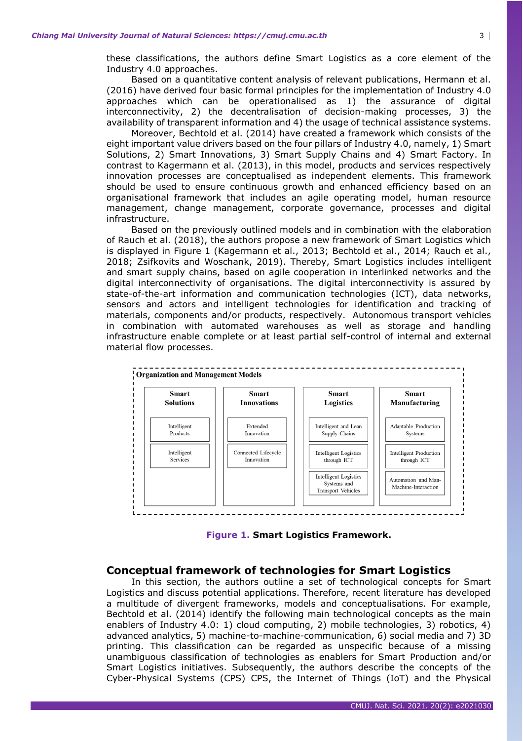these classifications, the authors define Smart Logistics as a core element of the Industry 4.0 approaches.

Based on a quantitative content analysis of relevant publications, Hermann et al. (2016) have derived four basic formal principles for the implementation of Industry 4.0 approaches which can be operationalised as 1) the assurance of digital interconnectivity, 2) the decentralisation of decision-making processes, 3) the availability of transparent information and 4) the usage of technical assistance systems.

Moreover, Bechtold et al. (2014) have created a framework which consists of the eight important value drivers based on the four pillars of Industry 4.0, namely, 1) Smart Solutions, 2) Smart Innovations, 3) Smart Supply Chains and 4) Smart Factory. In contrast to Kagermann et al. (2013), in this model, products and services respectively innovation processes are conceptualised as independent elements. This framework should be used to ensure continuous growth and enhanced efficiency based on an organisational framework that includes an agile operating model, human resource management, change management, corporate governance, processes and digital infrastructure.

Based on the previously outlined models and in combination with the elaboration of Rauch et al. (2018), the authors propose a new framework of Smart Logistics which is displayed in Figure 1 (Kagermann et al., 2013; Bechtold et al., 2014; Rauch et al., 2018; Zsifkovits and Woschank, 2019). Thereby, Smart Logistics includes intelligent and smart supply chains, based on agile cooperation in interlinked networks and the digital interconnectivity of organisations. The digital interconnectivity is assured by state-of-the-art information and communication technologies (ICT), data networks, sensors and actors and intelligent technologies for identification and tracking of materials, components and/or products, respectively. Autonomous transport vehicles in combination with automated warehouses as well as storage and handling infrastructure enable complete or at least partial self-control of internal and external material flow processes.

**Organization and Management Models**

| Smart Solutions | Smart Innovations | Smart Logistics | Smart Manufacturing |
|---|---|---|---|
| Intelligent Products | Extended Innovation | Intelligent and Lean Supply Chains | Adaptable Production Systems |
| Intelligent Services | Connected Lifecycle Innovation | Intelligent Logistics through ICT | Intelligent Production through ICT |
| | | Intelligent Logistics Systems and Transport Vehicles | Automation und Man-Machine-Interaction |

**Figure 1.** **Smart Logistics Framework.**

## Conceptual framework of technologies for Smart Logistics

In this section, the authors outline a set of technological concepts for Smart Logistics and discuss potential applications. Therefore, recent literature has developed a multitude of divergent frameworks, models and conceptualisations. For example, Bechtold et al. (2014) identify the following main technological concepts as the main enablers of Industry 4.0: 1) cloud computing, 2) mobile technologies, 3) robotics, 4) advanced analytics, 5) machine-to-machine-communication, 6) social media and 7) 3D printing. This classification can be regarded as unspecific because of a missing unambiguous classification of technologies as enablers for Smart Production and/or Smart Logistics initiatives. Subsequently, the authors describe the concepts of the Cyber-Physical Systems (CPS) CPS, the Internet of Things (IoT) and the Physical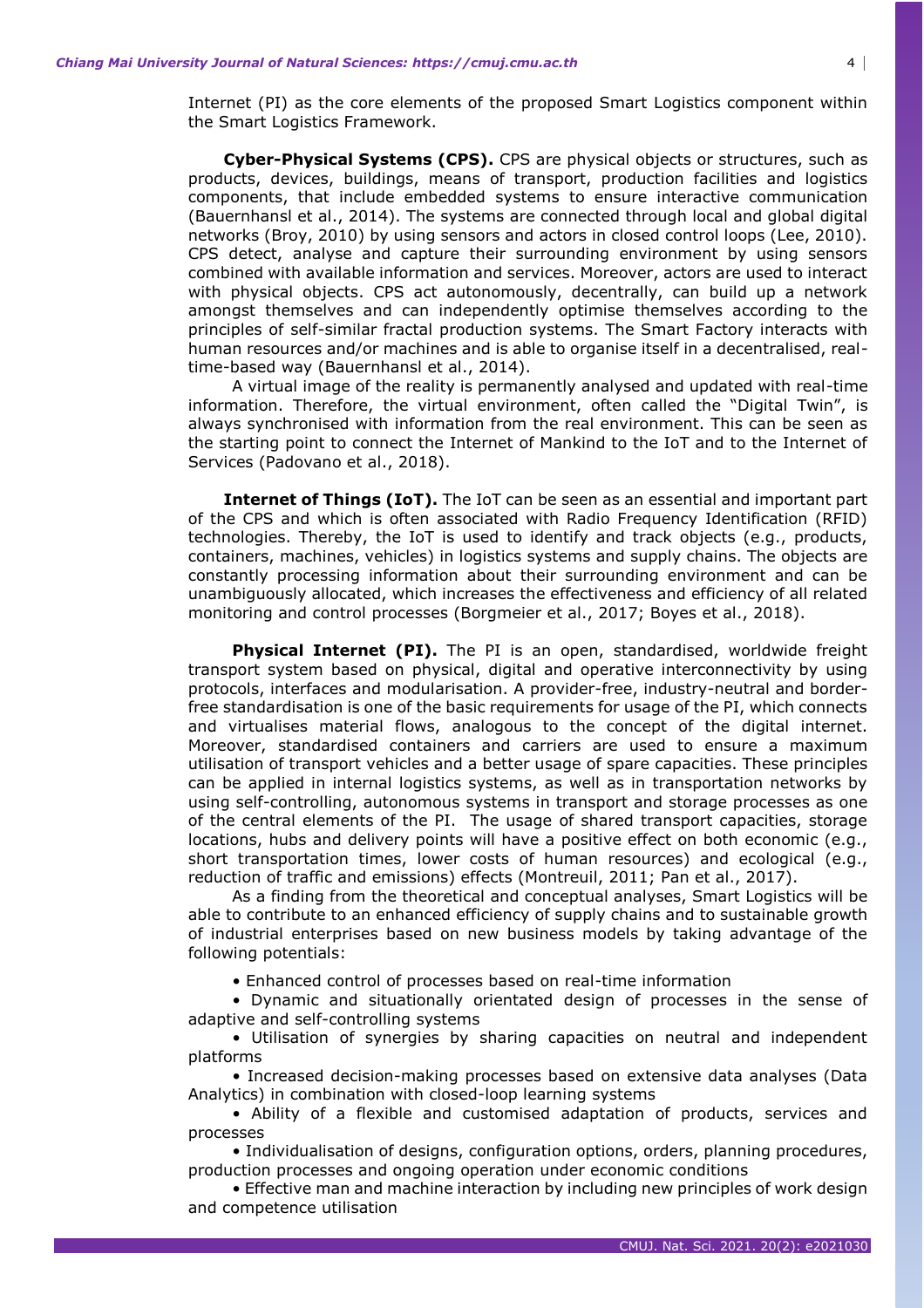Internet (PI) as the core elements of the proposed Smart Logistics component within the Smart Logistics Framework.

**Cyber-Physical Systems (CPS).** CPS are physical objects or structures, such as products, devices, buildings, means of transport, production facilities and logistics components, that include embedded systems to ensure interactive communication (Bauernhansl et al., 2014). The systems are connected through local and global digital networks (Broy, 2010) by using sensors and actors in closed control loops (Lee, 2010). CPS detect, analyse and capture their surrounding environment by using sensors combined with available information and services. Moreover, actors are used to interact with physical objects. CPS act autonomously, decentrally, can build up a network amongst themselves and can independently optimise themselves according to the principles of self-similar fractal production systems. The Smart Factory interacts with human resources and/or machines and is able to organise itself in a decentralised, real-time-based way (Bauernhansl et al., 2014).

A virtual image of the reality is permanently analysed and updated with real-time information. Therefore, the virtual environment, often called the "Digital Twin", is always synchronised with information from the real environment. This can be seen as the starting point to connect the Internet of Mankind to the IoT and to the Internet of Services (Padovano et al., 2018).

**Internet of Things (IoT).** The IoT can be seen as an essential and important part of the CPS and which is often associated with Radio Frequency Identification (RFID) technologies. Thereby, the IoT is used to identify and track objects (e.g., products, containers, machines, vehicles) in logistics systems and supply chains. The objects are constantly processing information about their surrounding environment and can be unambiguously allocated, which increases the effectiveness and efficiency of all related monitoring and control processes (Borgmeier et al., 2017; Boyes et al., 2018).

**Physical Internet (PI).** The PI is an open, standardised, worldwide freight transport system based on physical, digital and operative interconnectivity by using protocols, interfaces and modularisation. A provider-free, industry-neutral and border-free standardisation is one of the basic requirements for usage of the PI, which connects and virtualises material flows, analogous to the concept of the digital internet. Moreover, standardised containers and carriers are used to ensure a maximum utilisation of transport vehicles and a better usage of spare capacities. These principles can be applied in internal logistics systems, as well as in transportation networks by using self-controlling, autonomous systems in transport and storage processes as one of the central elements of the PI. The usage of shared transport capacities, storage locations, hubs and delivery points will have a positive effect on both economic (e.g., short transportation times, lower costs of human resources) and ecological (e.g., reduction of traffic and emissions) effects (Montreuil, 2011; Pan et al., 2017).

As a finding from the theoretical and conceptual analyses, Smart Logistics will be able to contribute to an enhanced efficiency of supply chains and to sustainable growth of industrial enterprises based on new business models by taking advantage of the following potentials:

- Enhanced control of processes based on real-time information
- Dynamic and situationally orientated design of processes in the sense of adaptive and self-controlling systems
- Utilisation of synergies by sharing capacities on neutral and independent platforms
- Increased decision-making processes based on extensive data analyses (Data Analytics) in combination with closed-loop learning systems
- Ability of a flexible and customised adaptation of products, services and processes
- Individualisation of designs, configuration options, orders, planning procedures, production processes and ongoing operation under economic conditions
- Effective man and machine interaction by including new principles of work design and competence utilisation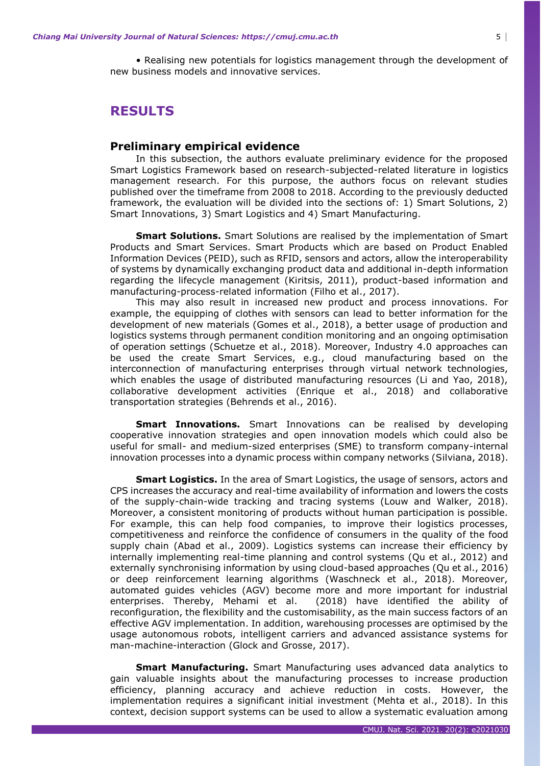• Realising new potentials for logistics management through the development of new business models and innovative services.

## RESULTS

### Preliminary empirical evidence

In this subsection, the authors evaluate preliminary evidence for the proposed Smart Logistics Framework based on research-subjected-related literature in logistics management research. For this purpose, the authors focus on relevant studies published over the timeframe from 2008 to 2018. According to the previously deducted framework, the evaluation will be divided into the sections of: 1) Smart Solutions, 2) Smart Innovations, 3) Smart Logistics and 4) Smart Manufacturing.

**Smart Solutions.** Smart Solutions are realised by the implementation of Smart Products and Smart Services. Smart Products which are based on Product Enabled Information Devices (PEID), such as RFID, sensors and actors, allow the interoperability of systems by dynamically exchanging product data and additional in-depth information regarding the lifecycle management (Kiritsis, 2011), product-based information and manufacturing-process-related information (Filho et al., 2017).

This may also result in increased new product and process innovations. For example, the equipping of clothes with sensors can lead to better information for the development of new materials (Gomes et al., 2018), a better usage of production and logistics systems through permanent condition monitoring and an ongoing optimisation of operation settings (Schuetze et al., 2018). Moreover, Industry 4.0 approaches can be used the create Smart Services, e.g., cloud manufacturing based on the interconnection of manufacturing enterprises through virtual network technologies, which enables the usage of distributed manufacturing resources (Li and Yao, 2018), collaborative development activities (Enrique et al., 2018) and collaborative transportation strategies (Behrends et al., 2016).

**Smart Innovations.** Smart Innovations can be realised by developing cooperative innovation strategies and open innovation models which could also be useful for small- and medium-sized enterprises (SME) to transform company-internal innovation processes into a dynamic process within company networks (Silviana, 2018).

**Smart Logistics.** In the area of Smart Logistics, the usage of sensors, actors and CPS increases the accuracy and real-time availability of information and lowers the costs of the supply-chain-wide tracking and tracing systems (Louw and Walker, 2018). Moreover, a consistent monitoring of products without human participation is possible. For example, this can help food companies, to improve their logistics processes, competitiveness and reinforce the confidence of consumers in the quality of the food supply chain (Abad et al., 2009). Logistics systems can increase their efficiency by internally implementing real-time planning and control systems (Qu et al., 2012) and externally synchronising information by using cloud-based approaches (Qu et al., 2016) or deep reinforcement learning algorithms (Waschneck et al., 2018). Moreover, automated guides vehicles (AGV) become more and more important for industrial enterprises. Thereby, Mehami et al. (2018) have identified the ability of reconfiguration, the flexibility and the customisability, as the main success factors of an effective AGV implementation. In addition, warehousing processes are optimised by the usage autonomous robots, intelligent carriers and advanced assistance systems for man-machine-interaction (Glock and Grosse, 2017).

**Smart Manufacturing.** Smart Manufacturing uses advanced data analytics to gain valuable insights about the manufacturing processes to increase production efficiency, planning accuracy and achieve reduction in costs. However, the implementation requires a significant initial investment (Mehta et al., 2018). In this context, decision support systems can be used to allow a systematic evaluation among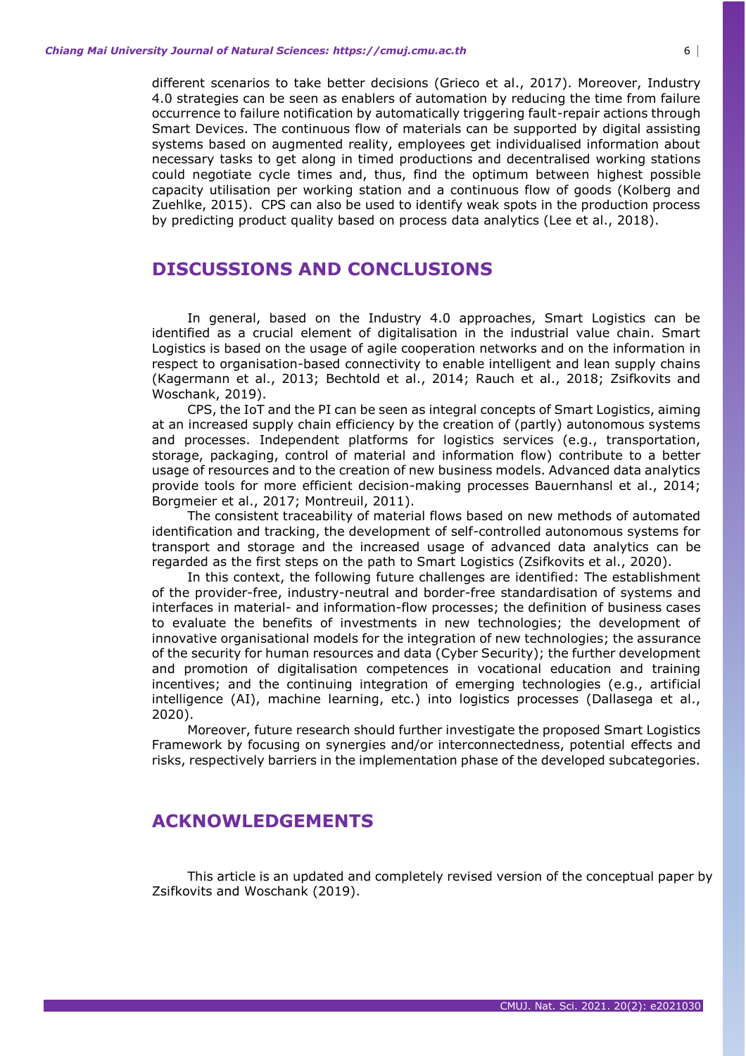different scenarios to take better decisions (Grieco et al., 2017). Moreover, Industry 4.0 strategies can be seen as enablers of automation by reducing the time from failure occurrence to failure notification by automatically triggering fault-repair actions through Smart Devices. The continuous flow of materials can be supported by digital assisting systems based on augmented reality, employees get individualised information about necessary tasks to get along in timed productions and decentralised working stations could negotiate cycle times and, thus, find the optimum between highest possible capacity utilisation per working station and a continuous flow of goods (Kolberg and Zuehlke, 2015). CPS can also be used to identify weak spots in the production process by predicting product quality based on process data analytics (Lee et al., 2018).

## DISCUSSIONS AND CONCLUSIONS

In general, based on the Industry 4.0 approaches, Smart Logistics can be identified as a crucial element of digitalisation in the industrial value chain. Smart Logistics is based on the usage of agile cooperation networks and on the information in respect to organisation-based connectivity to enable intelligent and lean supply chains (Kagermann et al., 2013; Bechtold et al., 2014; Rauch et al., 2018; Zsifkovits and Woschank, 2019).

CPS, the IoT and the PI can be seen as integral concepts of Smart Logistics, aiming at an increased supply chain efficiency by the creation of (partly) autonomous systems and processes. Independent platforms for logistics services (e.g., transportation, storage, packaging, control of material and information flow) contribute to a better usage of resources and to the creation of new business models. Advanced data analytics provide tools for more efficient decision-making processes Bauernhansl et al., 2014; Borgmeier et al., 2017; Montreuil, 2011).

The consistent traceability of material flows based on new methods of automated identification and tracking, the development of self-controlled autonomous systems for transport and storage and the increased usage of advanced data analytics can be regarded as the first steps on the path to Smart Logistics (Zsifkovits et al., 2020).

In this context, the following future challenges are identified: The establishment of the provider-free, industry-neutral and border-free standardisation of systems and interfaces in material- and information-flow processes; the definition of business cases to evaluate the benefits of investments in new technologies; the development of innovative organisational models for the integration of new technologies; the assurance of the security for human resources and data (Cyber Security); the further development and promotion of digitalisation competences in vocational education and training incentives; and the continuing integration of emerging technologies (e.g., artificial intelligence (AI), machine learning, etc.) into logistics processes (Dallasega et al., 2020).

Moreover, future research should further investigate the proposed Smart Logistics Framework by focusing on synergies and/or interconnectedness, potential effects and risks, respectively barriers in the implementation phase of the developed subcategories.

## ACKNOWLEDGEMENTS

This article is an updated and completely revised version of the conceptual paper by Zsifkovits and Woschank (2019).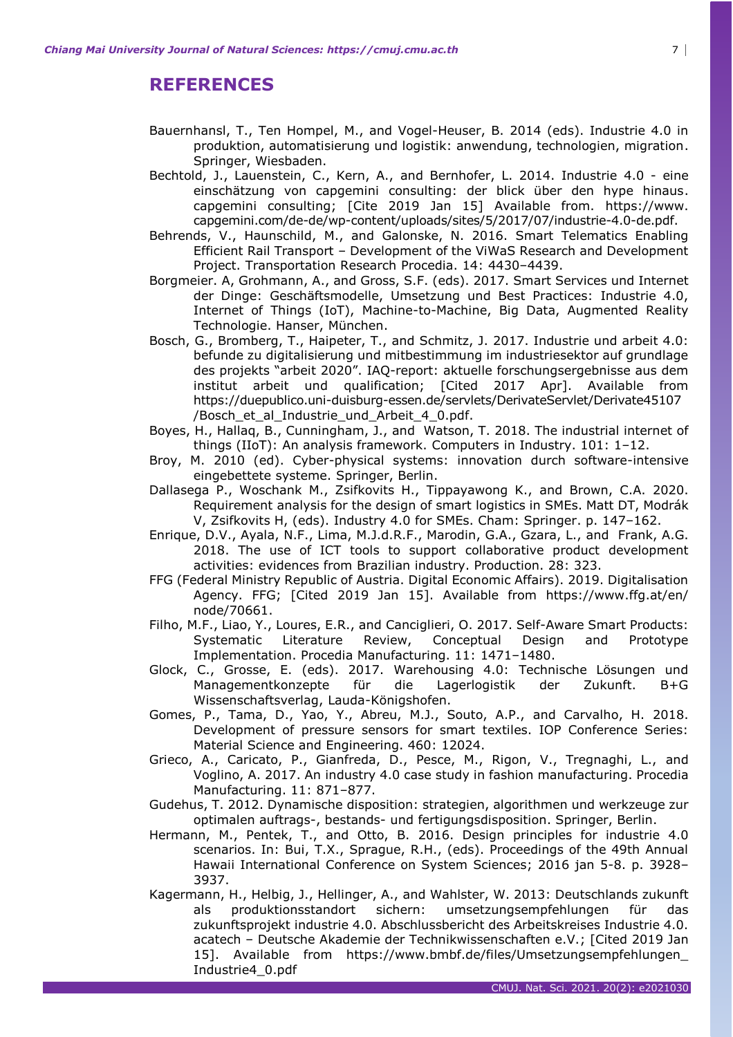## REFERENCES

Bauernhansl, T., Ten Hompel, M., and Vogel-Heuser, B. 2014 (eds). Industrie 4.0 in produktion, automatisierung und logistik: anwendung, technologien, migration. Springer, Wiesbaden.

Bechtold, J., Lauenstein, C., Kern, A., and Bernhofer, L. 2014. Industrie 4.0 - eine einschätzung von capgemini consulting: der blick über den hype hinaus. capgemini consulting; [Cite 2019 Jan 15] Available from. https://www.capgemini.com/de-de/wp-content/uploads/sites/5/2017/07/industrie-4.0-de.pdf.

Behrends, V., Haunschild, M., and Galonske, N. 2016. Smart Telematics Enabling Efficient Rail Transport – Development of the ViWaS Research and Development Project. Transportation Research Procedia. 14: 4430–4439.

Borgmeier. A, Grohmann, A., and Gross, S.F. (eds). 2017. Smart Services und Internet der Dinge: Geschäftsmodelle, Umsetzung und Best Practices: Industrie 4.0, Internet of Things (IoT), Machine-to-Machine, Big Data, Augmented Reality Technologie. Hanser, München.

Bosch, G., Bromberg, T., Haipeter, T., and Schmitz, J. 2017. Industrie und arbeit 4.0: befunde zu digitalisierung und mitbestimmung im industriesektor auf grundlage des projekts "arbeit 2020". IAQ-report: aktuelle forschungsergebnisse aus dem institut arbeit und qualification; [Cited 2017 Apr]. Available from https://duepublico.uni-duisburg-essen.de/servlets/DerivateServlet/Derivate45107/Bosch_et_al_Industrie_und_Arbeit_4_0.pdf.

Boyes, H., Hallaq, B., Cunningham, J., and Watson, T. 2018. The industrial internet of things (IIoT): An analysis framework. Computers in Industry. 101: 1–12.

Broy, M. 2010 (ed). Cyber-physical systems: innovation durch software-intensive eingebettete systeme. Springer, Berlin.

Dallasega P., Woschank M., Zsifkovits H., Tippayawong K., and Brown, C.A. 2020. Requirement analysis for the design of smart logistics in SMEs. Matt DT, Modrák V, Zsifkovits H, (eds). Industry 4.0 for SMEs. Cham: Springer. p. 147–162.

Enrique, D.V., Ayala, N.F., Lima, M.J.d.R.F., Marodin, G.A., Gzara, L., and Frank, A.G. 2018. The use of ICT tools to support collaborative product development activities: evidences from Brazilian industry. Production. 28: 323.

FFG (Federal Ministry Republic of Austria. Digital Economic Affairs). 2019. Digitalisation Agency. FFG; [Cited 2019 Jan 15]. Available from https://www.ffg.at/en/node/70661.

Filho, M.F., Liao, Y., Loures, E.R., and Canciglieri, O. 2017. Self-Aware Smart Products: Systematic Literature Review, Conceptual Design and Prototype Implementation. Procedia Manufacturing. 11: 1471–1480.

Glock, C., Grosse, E. (eds). 2017. Warehousing 4.0: Technische Lösungen und Managementkonzepte für die Lagerlogistik der Zukunft. B+G Wissenschaftsverlag, Lauda-Königshofen.

Gomes, P., Tama, D., Yao, Y., Abreu, M.J., Souto, A.P., and Carvalho, H. 2018. Development of pressure sensors for smart textiles. IOP Conference Series: Material Science and Engineering. 460: 12024.

Grieco, A., Caricato, P., Gianfreda, D., Pesce, M., Rigon, V., Tregnaghi, L., and Voglino, A. 2017. An industry 4.0 case study in fashion manufacturing. Procedia Manufacturing. 11: 871–877.

Gudehus, T. 2012. Dynamische disposition: strategien, algorithmen und werkzeuge zur optimalen auftrags-, bestands- und fertigungsdisposition. Springer, Berlin.

Hermann, M., Pentek, T., and Otto, B. 2016. Design principles for industrie 4.0 scenarios. In: Bui, T.X., Sprague, R.H., (eds). Proceedings of the 49th Annual Hawaii International Conference on System Sciences; 2016 jan 5-8. p. 3928–3937.

Kagermann, H., Helbig, J., Hellinger, A., and Wahlster, W. 2013: Deutschlands zukunft als produktionsstandort sichern: umsetzungsempfehlungen für das zukunftsprojekt industrie 4.0. Abschlussbericht des Arbeitskreises Industrie 4.0. acatech – Deutsche Akademie der Technikwissenschaften e.V.; [Cited 2019 Jan 15]. Available from https://www.bmbf.de/files/Umsetzungsempfehlungen_Industrie4_0.pdf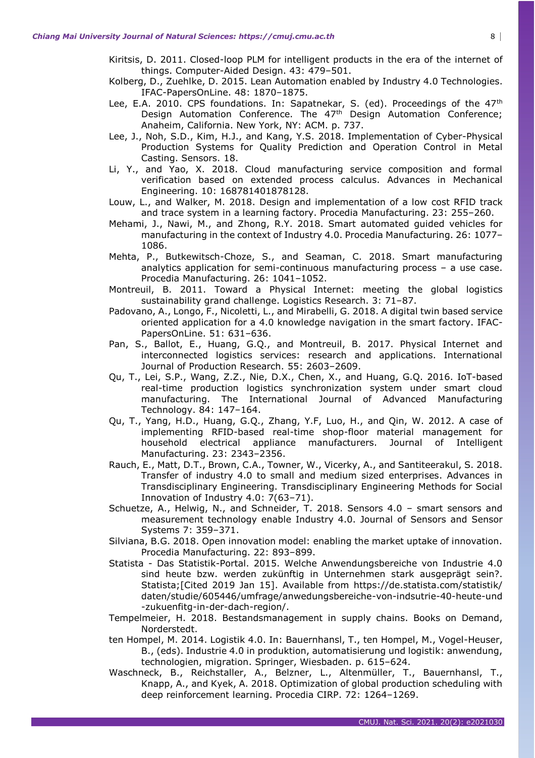Kiritsis, D. 2011. Closed-loop PLM for intelligent products in the era of the internet of things. Computer-Aided Design. 43: 479–501.

Kolberg, D., Zuehlke, D. 2015. Lean Automation enabled by Industry 4.0 Technologies. IFAC-PapersOnLine. 48: 1870–1875.

Lee, E.A. 2010. CPS foundations. In: Sapatnekar, S. (ed). Proceedings of the 47th Design Automation Conference. The 47th Design Automation Conference; Anaheim, California. New York, NY: ACM. p. 737.

Lee, J., Noh, S.D., Kim, H.J., and Kang, Y.S. 2018. Implementation of Cyber-Physical Production Systems for Quality Prediction and Operation Control in Metal Casting. Sensors. 18.

Li, Y., and Yao, X. 2018. Cloud manufacturing service composition and formal verification based on extended process calculus. Advances in Mechanical Engineering. 10: 168781401878128.

Louw, L., and Walker, M. 2018. Design and implementation of a low cost RFID track and trace system in a learning factory. Procedia Manufacturing. 23: 255–260.

Mehami, J., Nawi, M., and Zhong, R.Y. 2018. Smart automated guided vehicles for manufacturing in the context of Industry 4.0. Procedia Manufacturing. 26: 1077–1086.

Mehta, P., Butkewitsch-Choze, S., and Seaman, C. 2018. Smart manufacturing analytics application for semi-continuous manufacturing process – a use case. Procedia Manufacturing. 26: 1041–1052.

Montreuil, B. 2011. Toward a Physical Internet: meeting the global logistics sustainability grand challenge. Logistics Research. 3: 71–87.

Padovano, A., Longo, F., Nicoletti, L., and Mirabelli, G. 2018. A digital twin based service oriented application for a 4.0 knowledge navigation in the smart factory. IFAC-PapersOnLine. 51: 631–636.

Pan, S., Ballot, E., Huang, G.Q., and Montreuil, B. 2017. Physical Internet and interconnected logistics services: research and applications. International Journal of Production Research. 55: 2603–2609.

Qu, T., Lei, S.P., Wang, Z.Z., Nie, D.X., Chen, X., and Huang, G.Q. 2016. IoT-based real-time production logistics synchronization system under smart cloud manufacturing. The International Journal of Advanced Manufacturing Technology. 84: 147–164.

Qu, T., Yang, H.D., Huang, G.Q., Zhang, Y.F, Luo, H., and Qin, W. 2012. A case of implementing RFID-based real-time shop-floor material management for household electrical appliance manufacturers. Journal of Intelligent Manufacturing. 23: 2343–2356.

Rauch, E., Matt, D.T., Brown, C.A., Towner, W., Vicerky, A., and Santiteerakul, S. 2018. Transfer of industry 4.0 to small and medium sized enterprises. Advances in Transdisciplinary Engineering. Transdisciplinary Engineering Methods for Social Innovation of Industry 4.0: 7(63–71).

Schuetze, A., Helwig, N., and Schneider, T. 2018. Sensors 4.0 – smart sensors and measurement technology enable Industry 4.0. Journal of Sensors and Sensor Systems 7: 359–371.

Silviana, B.G. 2018. Open innovation model: enabling the market uptake of innovation. Procedia Manufacturing. 22: 893–899.

Statista - Das Statistik-Portal. 2015. Welche Anwendungsbereiche von Industrie 4.0 sind heute bzw. werden zukünftig in Unternehmen stark ausgeprägt sein?. Statista;[Cited 2019 Jan 15]. Available from https://de.statista.com/statistik/daten/studie/605446/umfrage/anwedungsbereiche-von-indsutrie-40-heute-und-zukuenfitg-in-der-dach-region/.

Tempelmeier, H. 2018. Bestandsmanagement in supply chains. Books on Demand, Norderstedt.

ten Hompel, M. 2014. Logistik 4.0. In: Bauernhansl, T., ten Hompel, M., Vogel-Heuser, B., (eds). Industrie 4.0 in produktion, automatisierung und logistik: anwendung, technologien, migration. Springer, Wiesbaden. p. 615–624.

Waschneck, B., Reichstaller, A., Belzner, L., Altenmüller, T., Bauernhansl, T., Knapp, A., and Kyek, A. 2018. Optimization of global production scheduling with deep reinforcement learning. Procedia CIRP. 72: 1264–1269.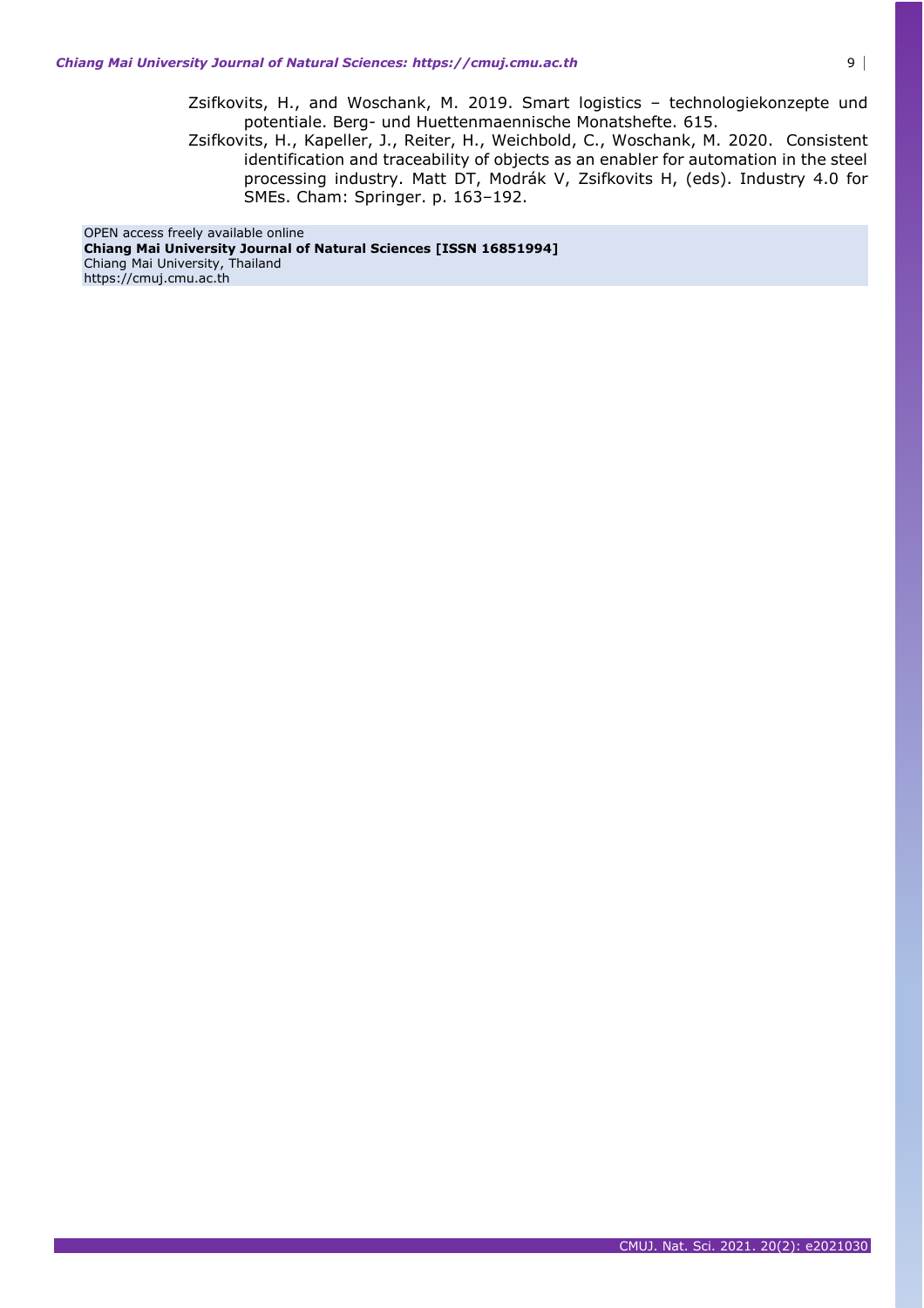Zsifkovits, H., and Woschank, M. 2019. Smart logistics – technologiekonzepte und potentiale. Berg- und Huettenmaennische Monatshefte. 615.

Zsifkovits, H., Kapeller, J., Reiter, H., Weichbold, C., Woschank, M. 2020. Consistent identification and traceability of objects as an enabler for automation in the steel processing industry. Matt DT, Modrák V, Zsifkovits H, (eds). Industry 4.0 for SMEs. Cham: Springer. p. 163–192.

OPEN access freely available online
**Chiang Mai University Journal of Natural Sciences [ISSN 16851994]**
Chiang Mai University, Thailand
https://cmuj.cmu.ac.th